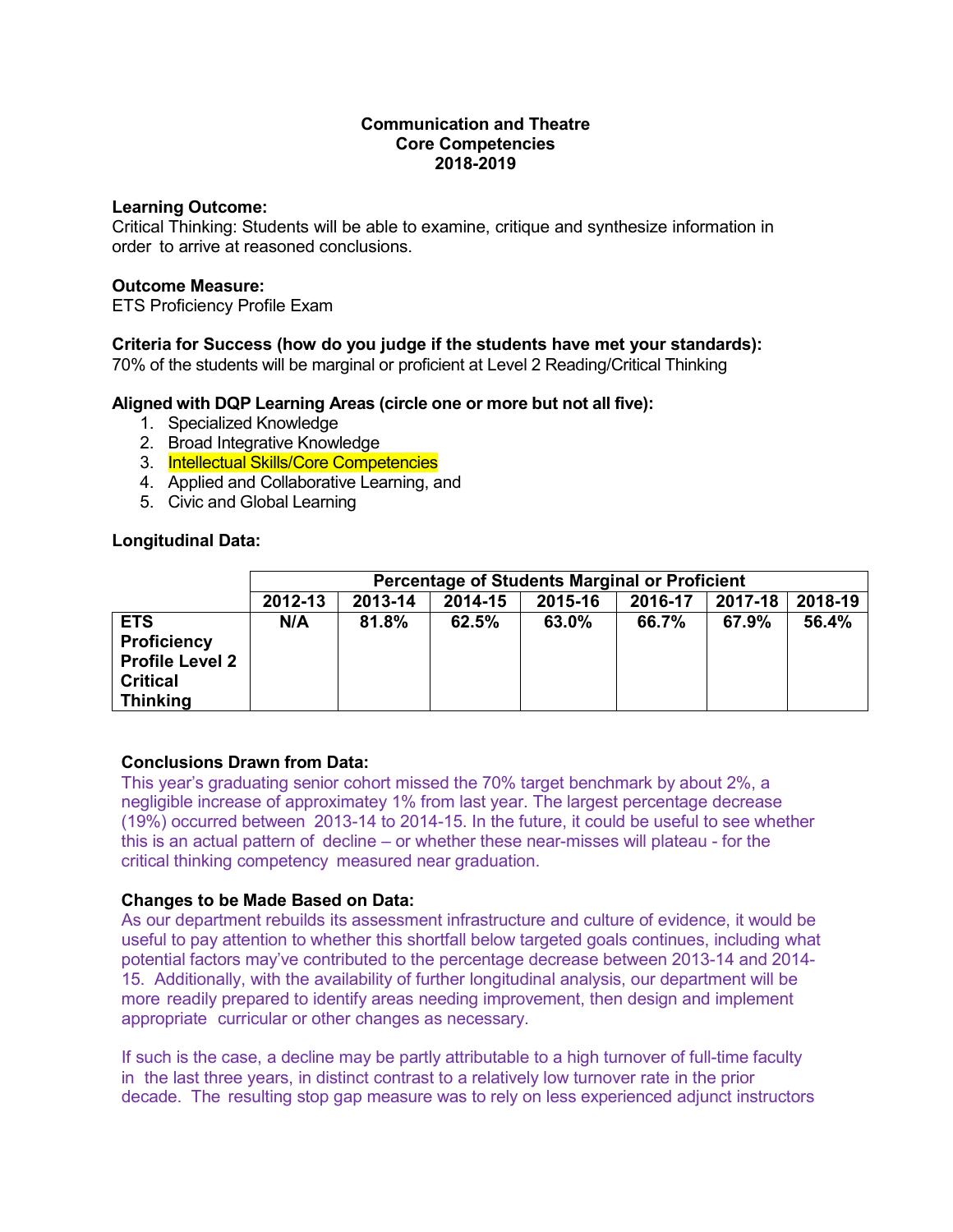**Communication and Theatre**
**Core Competencies**
**2018-2019**

**Learning Outcome:**
Critical Thinking: Students will be able to examine, critique and synthesize information in order to arrive at reasoned conclusions.

**Outcome Measure:**
ETS Proficiency Profile Exam

**Criteria for Success (how do you judge if the students have met your standards):**
70% of the students will be marginal or proficient at Level 2 Reading/Critical Thinking

**Aligned with DQP Learning Areas (circle one or more but not all five):**

1. Specialized Knowledge
2. Broad Integrative Knowledge
3. Intellectual Skills/Core Competencies
4. Applied and Collaborative Learning, and
5. Civic and Global Learning

**Longitudinal Data:**

| | Percentage of Students Marginal or Proficient | | | | | | |
|---|---|---|---|---|---|---|---|
| | **2012-13** | **2013-14** | **2014-15** | **2015-16** | **2016-17** | **2017-18** | **2018-19** |
| **ETS Proficiency Profile Level 2 Critical Thinking** | **N/A** | **81.8%** | **62.5%** | **63.0%** | **66.7%** | **67.9%** | **56.4%** |

**Conclusions Drawn from Data:**
This year's graduating senior cohort missed the 70% target benchmark by about 2%, a negligible increase of approximatey 1% from last year. The largest percentage decrease (19%) occurred between 2013-14 to 2014-15. In the future, it could be useful to see whether this is an actual pattern of decline – or whether these near-misses will plateau - for the critical thinking competency measured near graduation.

**Changes to be Made Based on Data:**
As our department rebuilds its assessment infrastructure and culture of evidence, it would be useful to pay attention to whether this shortfall below targeted goals continues, including what potential factors may've contributed to the percentage decrease between 2013-14 and 2014-15. Additionally, with the availability of further longitudinal analysis, our department will be more readily prepared to identify areas needing improvement, then design and implement appropriate curricular or other changes as necessary.

If such is the case, a decline may be partly attributable to a high turnover of full-time faculty in the last three years, in distinct contrast to a relatively low turnover rate in the prior decade. The resulting stop gap measure was to rely on less experienced adjunct instructors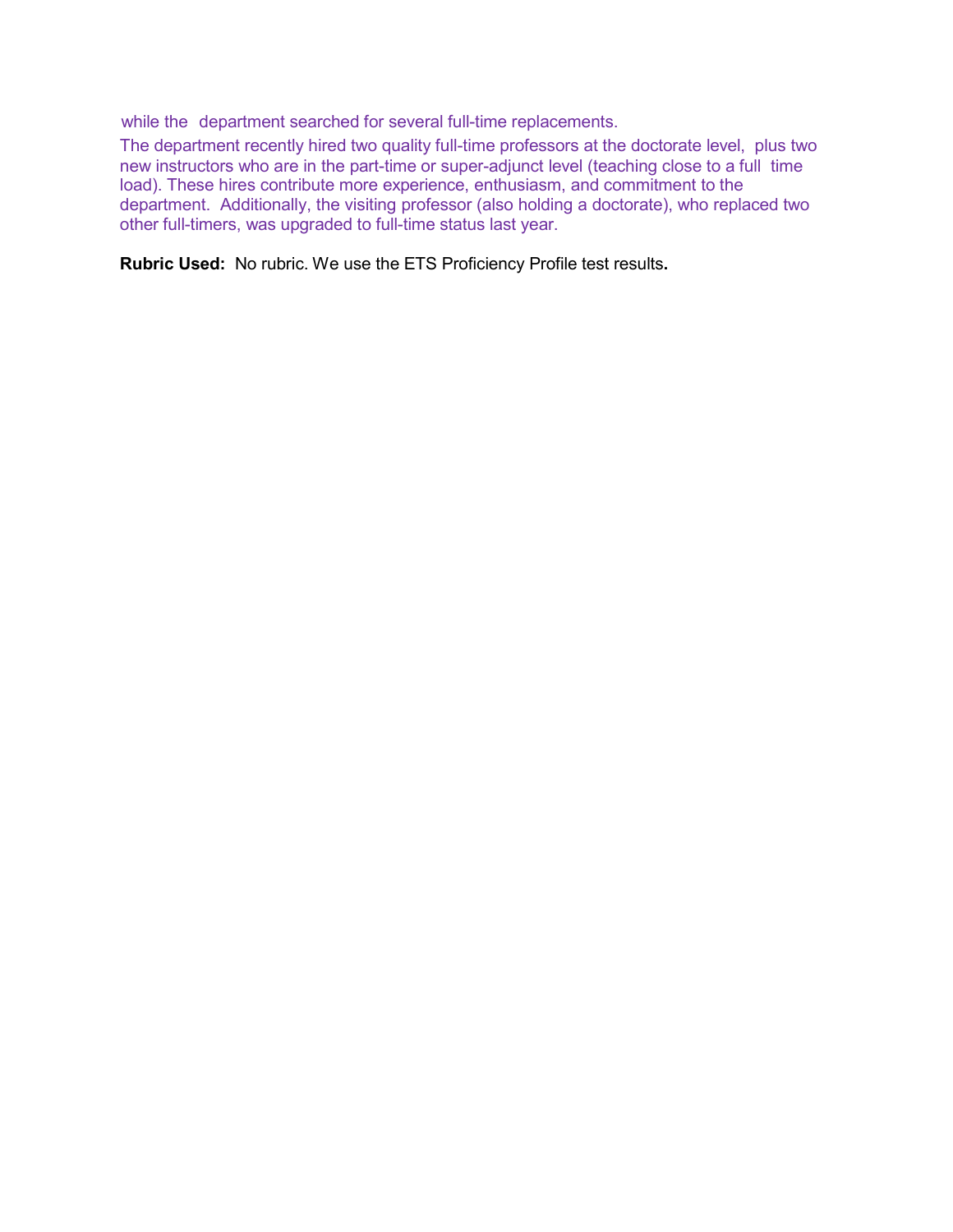while the department searched for several full-time replacements.

The department recently hired two quality full-time professors at the doctorate level, plus two new instructors who are in the part-time or super-adjunct level (teaching close to a full time load). These hires contribute more experience, enthusiasm, and commitment to the department. Additionally, the visiting professor (also holding a doctorate), who replaced two other full-timers, was upgraded to full-time status last year.

**Rubric Used:** No rubric. We use the ETS Proficiency Profile test results**.**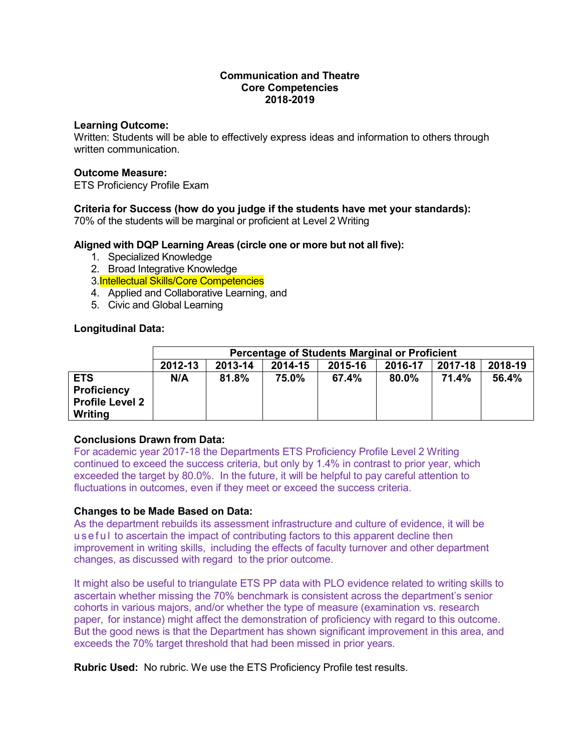**Communication and Theatre**
**Core Competencies**
**2018-2019**

**Learning Outcome:**
Written: Students will be able to effectively express ideas and information to others through written communication.

**Outcome Measure:**
ETS Proficiency Profile Exam

**Criteria for Success (how do you judge if the students have met your standards):**
70% of the students will be marginal or proficient at Level 2 Writing

**Aligned with DQP Learning Areas (circle one or more but not all five):**

1. Specialized Knowledge
2. Broad Integrative Knowledge
3. Intellectual Skills/Core Competencies
4. Applied and Collaborative Learning, and
5. Civic and Global Learning

**Longitudinal Data:**

| | Percentage of Students Marginal or Proficient | | | | | | |
|---|---|---|---|---|---|---|---|
| | **2012-13** | **2013-14** | **2014-15** | **2015-16** | **2016-17** | **2017-18** | **2018-19** |
| **ETS Proficiency Profile Level 2 Writing** | **N/A** | **81.8%** | **75.0%** | **67.4%** | **80.0%** | **71.4%** | **56.4%** |

**Conclusions Drawn from Data:**
For academic year 2017-18 the Departments ETS Proficiency Profile Level 2 Writing continued to exceed the success criteria, but only by 1.4% in contrast to prior year, which exceeded the target by 80.0%. In the future, it will be helpful to pay careful attention to fluctuations in outcomes, even if they meet or exceed the success criteria.

**Changes to be Made Based on Data:**
As the department rebuilds its assessment infrastructure and culture of evidence, it will be useful to ascertain the impact of contributing factors to this apparent decline then improvement in writing skills, including the effects of faculty turnover and other department changes, as discussed with regard to the prior outcome.

It might also be useful to triangulate ETS PP data with PLO evidence related to writing skills to ascertain whether missing the 70% benchmark is consistent across the department's senior cohorts in various majors, and/or whether the type of measure (examination vs. research paper, for instance) might affect the demonstration of proficiency with regard to this outcome. But the good news is that the Department has shown significant improvement in this area, and exceeds the 70% target threshold that had been missed in prior years.

**Rubric Used:** No rubric. We use the ETS Proficiency Profile test results.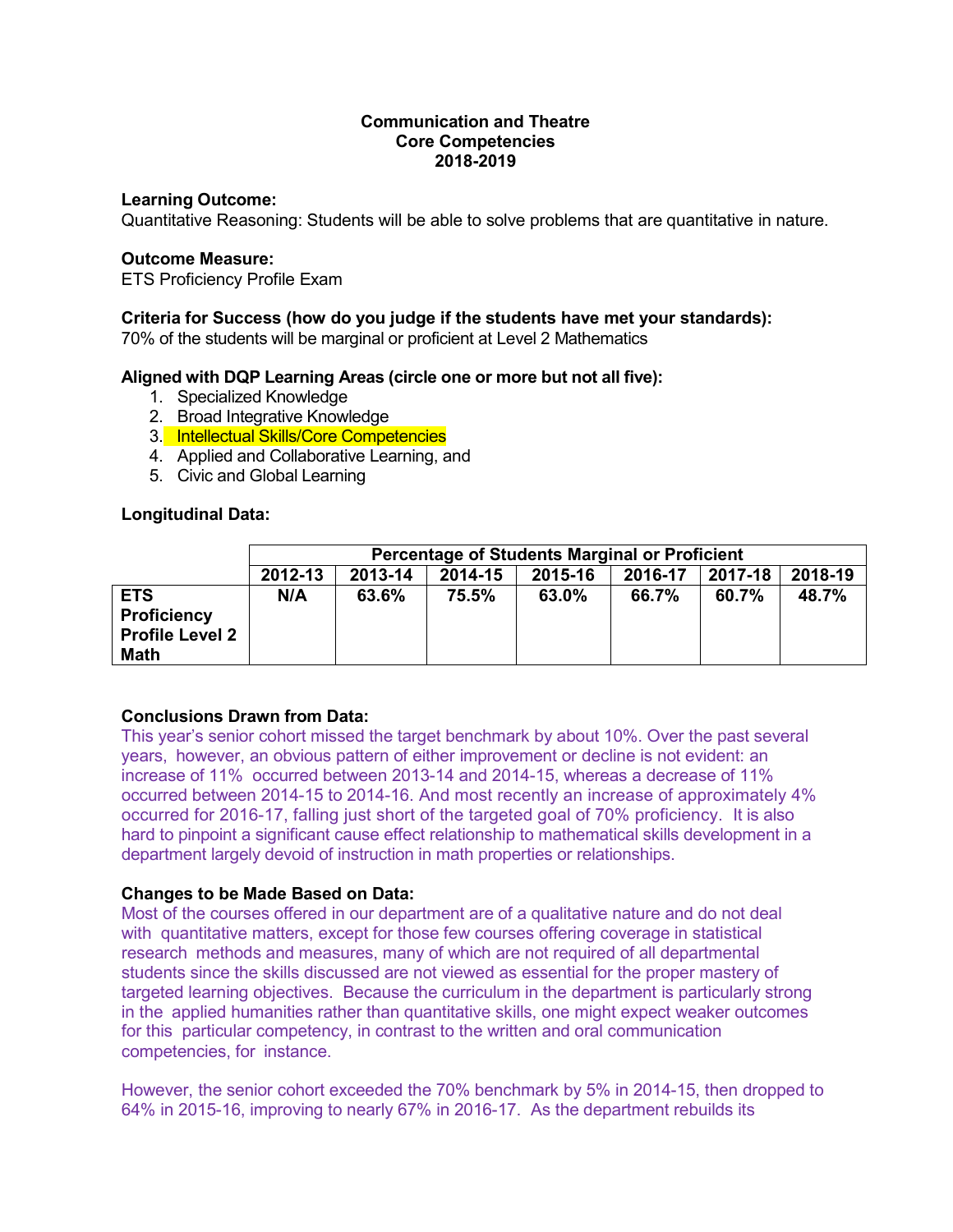**Communication and Theatre**
**Core Competencies**
**2018-2019**

**Learning Outcome:**
Quantitative Reasoning: Students will be able to solve problems that are quantitative in nature.

**Outcome Measure:**
ETS Proficiency Profile Exam

**Criteria for Success (how do you judge if the students have met your standards):**
70% of the students will be marginal or proficient at Level 2 Mathematics

**Aligned with DQP Learning Areas (circle one or more but not all five):**

1. Specialized Knowledge
2. Broad Integrative Knowledge
3. Intellectual Skills/Core Competencies
4. Applied and Collaborative Learning, and
5. Civic and Global Learning

**Longitudinal Data:**

| | Percentage of Students Marginal or Proficient | | | | | | |
|---|---|---|---|---|---|---|---|
| | **2012-13** | **2013-14** | **2014-15** | **2015-16** | **2016-17** | **2017-18** | **2018-19** |
| **ETS Proficiency Profile Level 2 Math** | **N/A** | **63.6%** | **75.5%** | **63.0%** | **66.7%** | **60.7%** | **48.7%** |

**Conclusions Drawn from Data:**
This year's senior cohort missed the target benchmark by about 10%. Over the past several years, however, an obvious pattern of either improvement or decline is not evident: an increase of 11% occurred between 2013-14 and 2014-15, whereas a decrease of 11% occurred between 2014-15 to 2014-16. And most recently an increase of approximately 4% occurred for 2016-17, falling just short of the targeted goal of 70% proficiency. It is also hard to pinpoint a significant cause effect relationship to mathematical skills development in a department largely devoid of instruction in math properties or relationships.

**Changes to be Made Based on Data:**
Most of the courses offered in our department are of a qualitative nature and do not deal with quantitative matters, except for those few courses offering coverage in statistical research methods and measures, many of which are not required of all departmental students since the skills discussed are not viewed as essential for the proper mastery of targeted learning objectives. Because the curriculum in the department is particularly strong in the applied humanities rather than quantitative skills, one might expect weaker outcomes for this particular competency, in contrast to the written and oral communication competencies, for instance.

However, the senior cohort exceeded the 70% benchmark by 5% in 2014-15, then dropped to 64% in 2015-16, improving to nearly 67% in 2016-17. As the department rebuilds its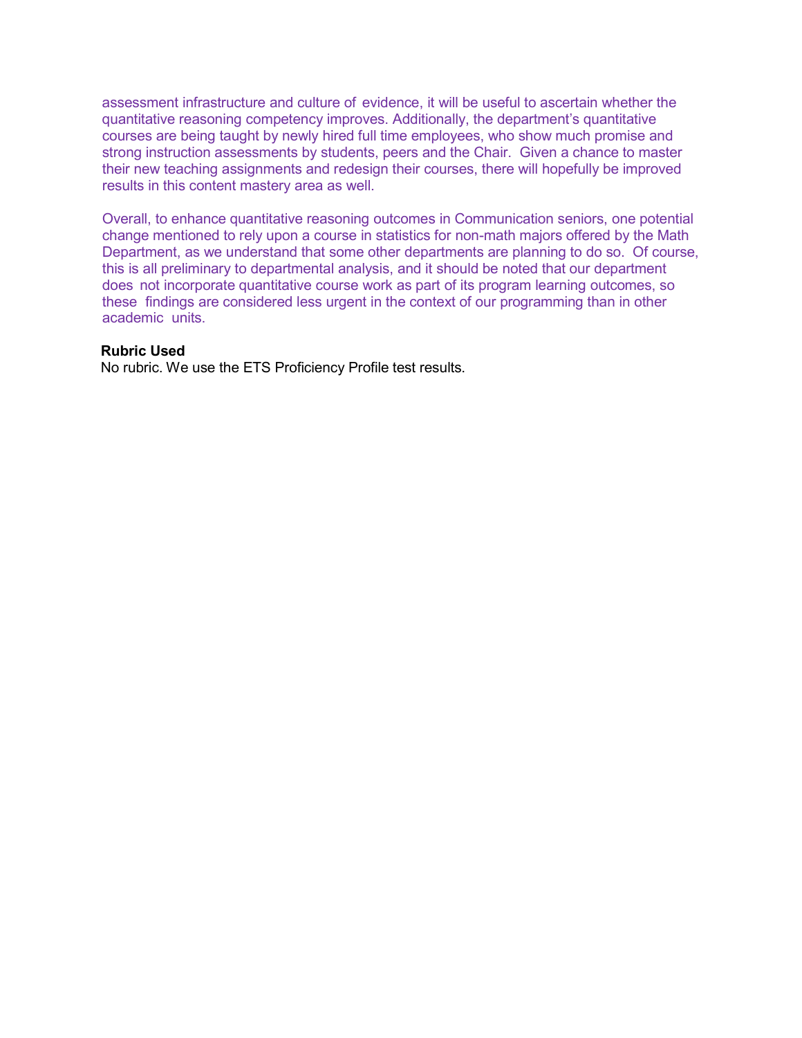assessment infrastructure and culture of evidence, it will be useful to ascertain whether the quantitative reasoning competency improves. Additionally, the department's quantitative courses are being taught by newly hired full time employees, who show much promise and strong instruction assessments by students, peers and the Chair. Given a chance to master their new teaching assignments and redesign their courses, there will hopefully be improved results in this content mastery area as well.

Overall, to enhance quantitative reasoning outcomes in Communication seniors, one potential change mentioned to rely upon a course in statistics for non-math majors offered by the Math Department, as we understand that some other departments are planning to do so. Of course, this is all preliminary to departmental analysis, and it should be noted that our department does not incorporate quantitative course work as part of its program learning outcomes, so these findings are considered less urgent in the context of our programming than in other academic units.

**Rubric Used**

No rubric. We use the ETS Proficiency Profile test results.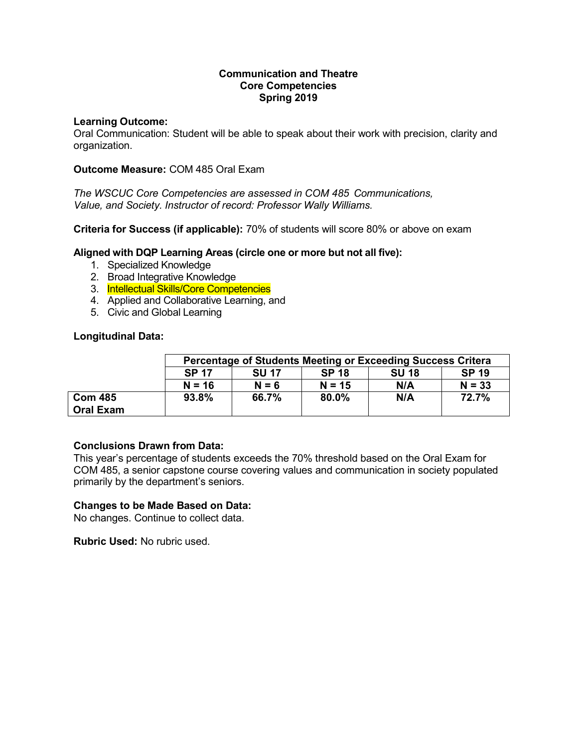**Communication and Theatre**
**Core Competencies**
**Spring 2019**

**Learning Outcome:**
Oral Communication: Student will be able to speak about their work with precision, clarity and organization.

**Outcome Measure:** COM 485 Oral Exam

*The WSCUC Core Competencies are assessed in COM 485 Communications, Value, and Society. Instructor of record: Professor Wally Williams.*

**Criteria for Success (if applicable):** 70% of students will score 80% or above on exam

**Aligned with DQP Learning Areas (circle one or more but not all five):**

1. Specialized Knowledge
2. Broad Integrative Knowledge
3. Intellectual Skills/Core Competencies
4. Applied and Collaborative Learning, and
5. Civic and Global Learning

**Longitudinal Data:**

| | **Percentage of Students Meeting or Exceeding Success Critera** | | | | |
|---|---|---|---|---|---|
| | **SP 17** | **SU 17** | **SP 18** | **SU 18** | **SP 19** |
| | **N = 16** | **N = 6** | **N = 15** | **N/A** | **N = 33** |
| **Com 485 Oral Exam** | **93.8%** | **66.7%** | **80.0%** | **N/A** | **72.7%** |

**Conclusions Drawn from Data:**
This year's percentage of students exceeds the 70% threshold based on the Oral Exam for COM 485, a senior capstone course covering values and communication in society populated primarily by the department's seniors.

**Changes to be Made Based on Data:**
No changes. Continue to collect data.

**Rubric Used:** No rubric used.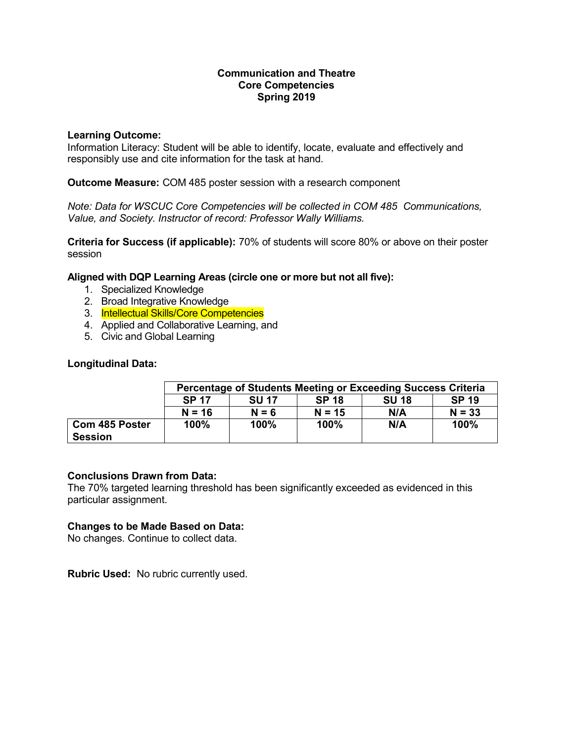**Communication and Theatre**
**Core Competencies**
**Spring 2019**

**Learning Outcome:**
Information Literacy: Student will be able to identify, locate, evaluate and effectively and responsibly use and cite information for the task at hand.

**Outcome Measure:** COM 485 poster session with a research component

*Note: Data for WSCUC Core Competencies will be collected in COM 485 Communications, Value, and Society. Instructor of record: Professor Wally Williams.*

**Criteria for Success (if applicable):** 70% of students will score 80% or above on their poster session

**Aligned with DQP Learning Areas (circle one or more but not all five):**

1. Specialized Knowledge
2. Broad Integrative Knowledge
3. Intellectual Skills/Core Competencies
4. Applied and Collaborative Learning, and
5. Civic and Global Learning

**Longitudinal Data:**

| | Percentage of Students Meeting or Exceeding Success Criteria | | | | |
|---|---|---|---|---|---|
| | **SP 17** | **SU 17** | **SP 18** | **SU 18** | **SP 19** |
| | **N = 16** | **N = 6** | **N = 15** | **N/A** | **N = 33** |
| **Com 485 Poster Session** | **100%** | **100%** | **100%** | **N/A** | **100%** |

**Conclusions Drawn from Data:**
The 70% targeted learning threshold has been significantly exceeded as evidenced in this particular assignment.

**Changes to be Made Based on Data:**
No changes. Continue to collect data.

**Rubric Used:** No rubric currently used.